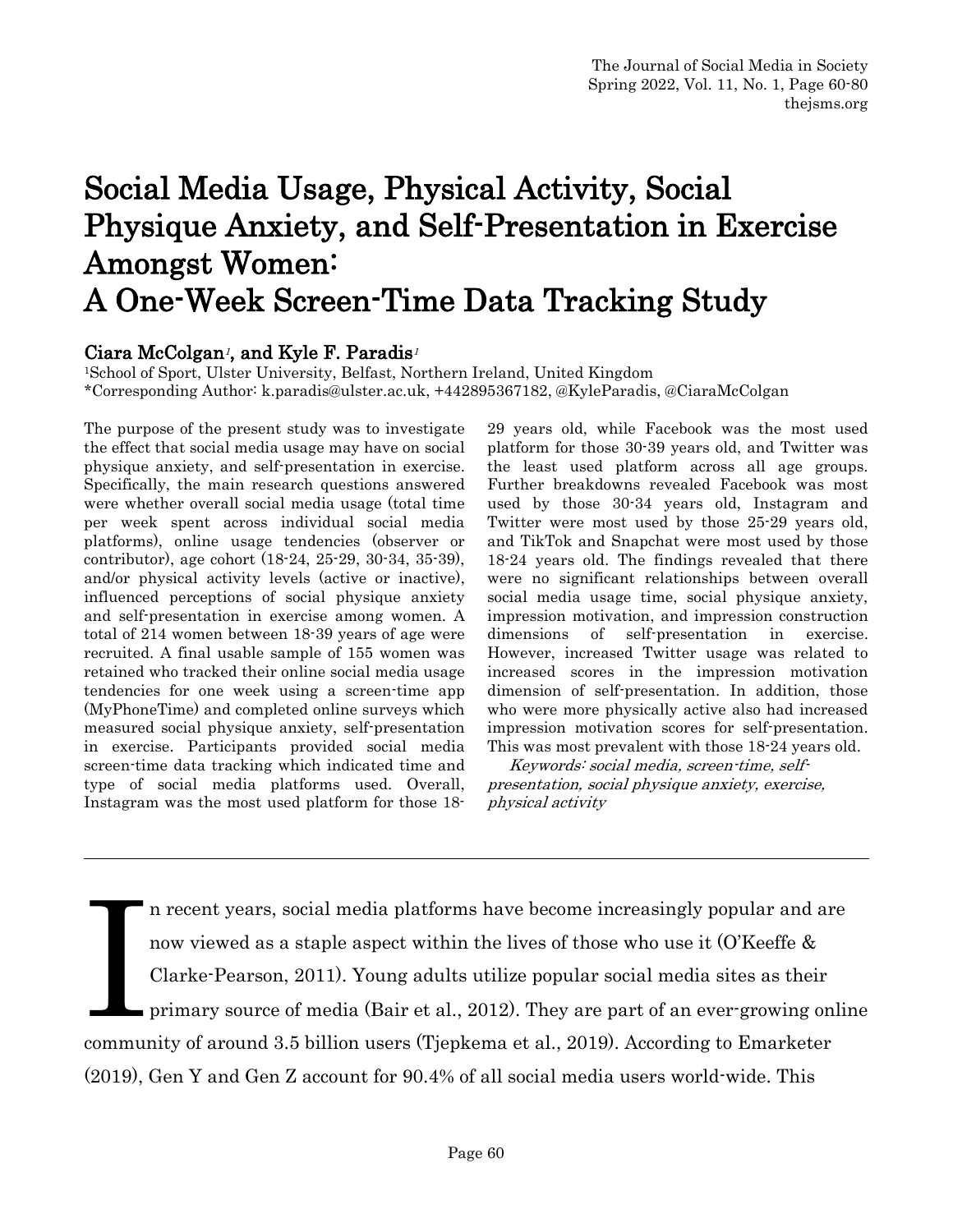# Social Media Usage, Physical Activity, Social Physique Anxiety, and Self-Presentation in Exercise Amongst Women: A One-Week Screen-Time Data Tracking Study

**Ciara McColgan[1], and Kyle F. Paradis[1]**

[1]School of Sport, Ulster University, Belfast, Northern Ireland, United Kingdom
*Corresponding Author: k.paradis@ulster.ac.uk, +442895367182, @KyleParadis, @CiaraMcColgan

The purpose of the present study was to investigate the effect that social media usage may have on social physique anxiety, and self-presentation in exercise. Specifically, the main research questions answered were whether overall social media usage (total time per week spent across individual social media platforms), online usage tendencies (observer or contributor), age cohort (18-24, 25-29, 30-34, 35-39), and/or physical activity levels (active or inactive), influenced perceptions of social physique anxiety and self-presentation in exercise among women. A total of 214 women between 18-39 years of age were recruited. A final usable sample of 155 women was retained who tracked their online social media usage tendencies for one week using a screen-time app (MyPhoneTime) and completed online surveys which measured social physique anxiety, self-presentation in exercise. Participants provided social media screen-time data tracking which indicated time and type of social media platforms used. Overall, Instagram was the most used platform for those 18-29 years old, while Facebook was the most used platform for those 30-39 years old, and Twitter was the least used platform across all age groups. Further breakdowns revealed Facebook was most used by those 30-34 years old, Instagram and Twitter were most used by those 25-29 years old, and TikTok and Snapchat were most used by those 18-24 years old. The findings revealed that there were no significant relationships between overall social media usage time, social physique anxiety, impression motivation, and impression construction dimensions of self-presentation in exercise. However, increased Twitter usage was related to increased scores in the impression motivation dimension of self-presentation. In addition, those who were more physically active also had increased impression motivation scores for self-presentation. This was most prevalent with those 18-24 years old.

*Keywords: social media, screen-time, self-presentation, social physique anxiety, exercise, physical activity*

---

In recent years, social media platforms have become increasingly popular and are now viewed as a staple aspect within the lives of those who use it (O'Keeffe & Clarke-Pearson, 2011). Young adults utilize popular social media sites as their primary source of media (Bair et al., 2012). They are part of an ever-growing online community of around 3.5 billion users (Tjepkema et al., 2019). According to Emarketer (2019), Gen Y and Gen Z account for 90.4% of all social media users world-wide. This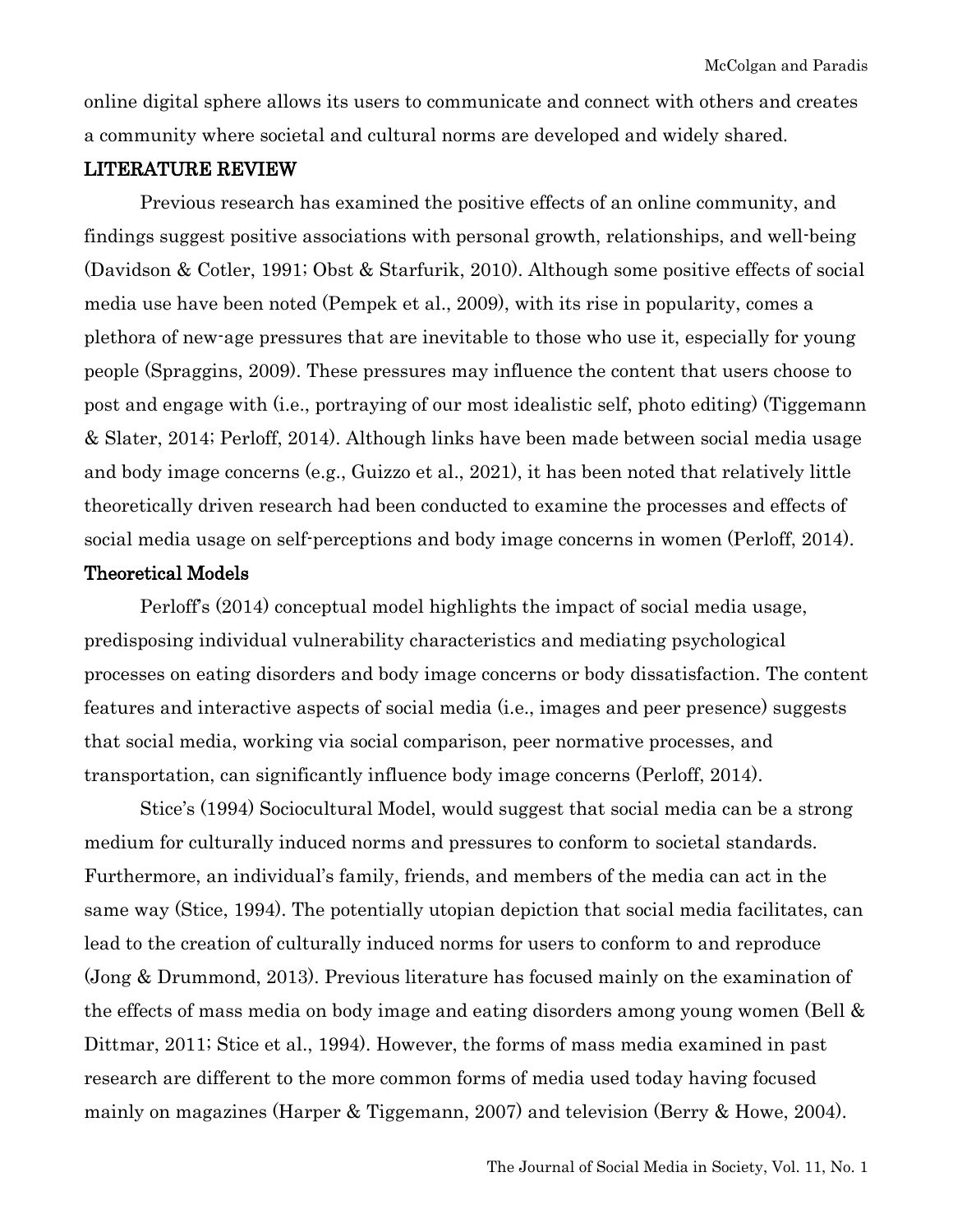online digital sphere allows its users to communicate and connect with others and creates a community where societal and cultural norms are developed and widely shared.

## LITERATURE REVIEW

Previous research has examined the positive effects of an online community, and findings suggest positive associations with personal growth, relationships, and well-being (Davidson & Cotler, 1991; Obst & Starfurik, 2010). Although some positive effects of social media use have been noted (Pempek et al., 2009), with its rise in popularity, comes a plethora of new-age pressures that are inevitable to those who use it, especially for young people (Spraggins, 2009). These pressures may influence the content that users choose to post and engage with (i.e., portraying of our most idealistic self, photo editing) (Tiggemann & Slater, 2014; Perloff, 2014). Although links have been made between social media usage and body image concerns (e.g., Guizzo et al., 2021), it has been noted that relatively little theoretically driven research had been conducted to examine the processes and effects of social media usage on self-perceptions and body image concerns in women (Perloff, 2014).

### Theoretical Models

Perloff's (2014) conceptual model highlights the impact of social media usage, predisposing individual vulnerability characteristics and mediating psychological processes on eating disorders and body image concerns or body dissatisfaction. The content features and interactive aspects of social media (i.e., images and peer presence) suggests that social media, working via social comparison, peer normative processes, and transportation, can significantly influence body image concerns (Perloff, 2014).

Stice's (1994) Sociocultural Model, would suggest that social media can be a strong medium for culturally induced norms and pressures to conform to societal standards. Furthermore, an individual's family, friends, and members of the media can act in the same way (Stice, 1994). The potentially utopian depiction that social media facilitates, can lead to the creation of culturally induced norms for users to conform to and reproduce (Jong & Drummond, 2013). Previous literature has focused mainly on the examination of the effects of mass media on body image and eating disorders among young women (Bell & Dittmar, 2011; Stice et al., 1994). However, the forms of mass media examined in past research are different to the more common forms of media used today having focused mainly on magazines (Harper & Tiggemann, 2007) and television (Berry & Howe, 2004).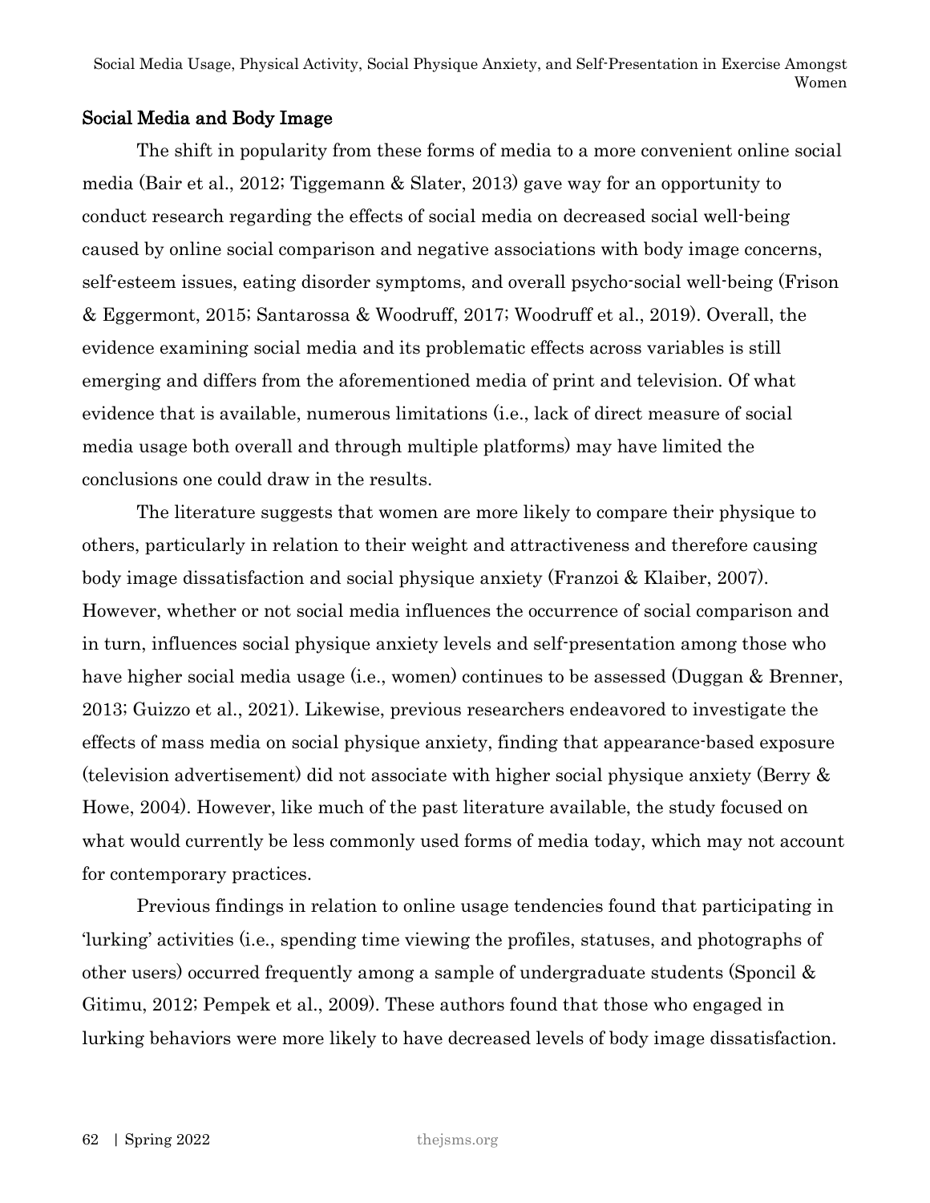## Social Media and Body Image

The shift in popularity from these forms of media to a more convenient online social media (Bair et al., 2012; Tiggemann & Slater, 2013) gave way for an opportunity to conduct research regarding the effects of social media on decreased social well-being caused by online social comparison and negative associations with body image concerns, self-esteem issues, eating disorder symptoms, and overall psycho-social well-being (Frison & Eggermont, 2015; Santarossa & Woodruff, 2017; Woodruff et al., 2019). Overall, the evidence examining social media and its problematic effects across variables is still emerging and differs from the aforementioned media of print and television. Of what evidence that is available, numerous limitations (i.e., lack of direct measure of social media usage both overall and through multiple platforms) may have limited the conclusions one could draw in the results.

The literature suggests that women are more likely to compare their physique to others, particularly in relation to their weight and attractiveness and therefore causing body image dissatisfaction and social physique anxiety (Franzoi & Klaiber, 2007). However, whether or not social media influences the occurrence of social comparison and in turn, influences social physique anxiety levels and self-presentation among those who have higher social media usage (i.e., women) continues to be assessed (Duggan & Brenner, 2013; Guizzo et al., 2021). Likewise, previous researchers endeavored to investigate the effects of mass media on social physique anxiety, finding that appearance-based exposure (television advertisement) did not associate with higher social physique anxiety (Berry & Howe, 2004). However, like much of the past literature available, the study focused on what would currently be less commonly used forms of media today, which may not account for contemporary practices.

Previous findings in relation to online usage tendencies found that participating in 'lurking' activities (i.e., spending time viewing the profiles, statuses, and photographs of other users) occurred frequently among a sample of undergraduate students (Sponcil & Gitimu, 2012; Pempek et al., 2009). These authors found that those who engaged in lurking behaviors were more likely to have decreased levels of body image dissatisfaction.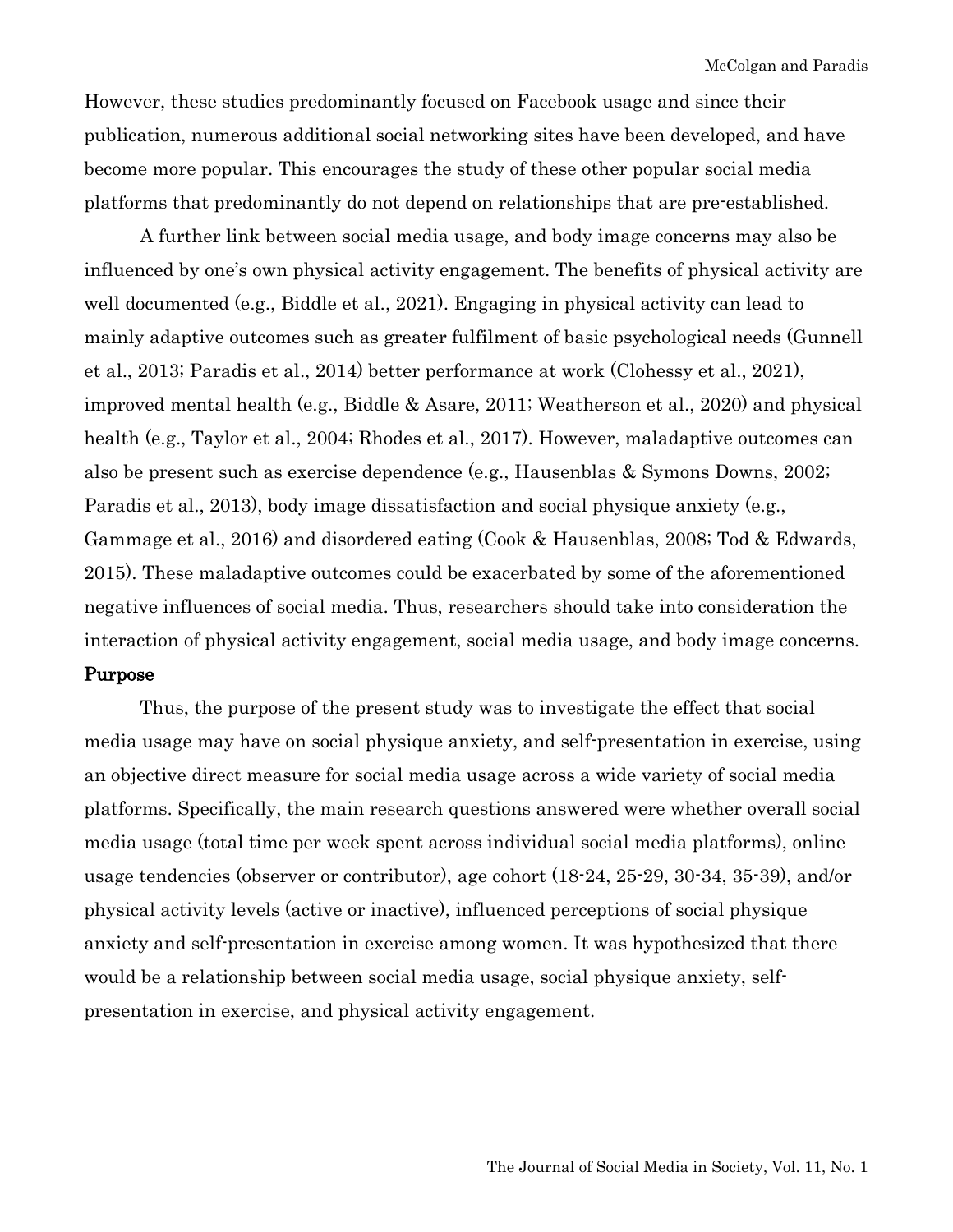However, these studies predominantly focused on Facebook usage and since their publication, numerous additional social networking sites have been developed, and have become more popular. This encourages the study of these other popular social media platforms that predominantly do not depend on relationships that are pre-established.

A further link between social media usage, and body image concerns may also be influenced by one's own physical activity engagement. The benefits of physical activity are well documented (e.g., Biddle et al., 2021). Engaging in physical activity can lead to mainly adaptive outcomes such as greater fulfilment of basic psychological needs (Gunnell et al., 2013; Paradis et al., 2014) better performance at work (Clohessy et al., 2021), improved mental health (e.g., Biddle & Asare, 2011; Weatherson et al., 2020) and physical health (e.g., Taylor et al., 2004; Rhodes et al., 2017). However, maladaptive outcomes can also be present such as exercise dependence (e.g., Hausenblas & Symons Downs, 2002; Paradis et al., 2013), body image dissatisfaction and social physique anxiety (e.g., Gammage et al., 2016) and disordered eating (Cook & Hausenblas, 2008; Tod & Edwards, 2015). These maladaptive outcomes could be exacerbated by some of the aforementioned negative influences of social media. Thus, researchers should take into consideration the interaction of physical activity engagement, social media usage, and body image concerns.

## Purpose

Thus, the purpose of the present study was to investigate the effect that social media usage may have on social physique anxiety, and self-presentation in exercise, using an objective direct measure for social media usage across a wide variety of social media platforms. Specifically, the main research questions answered were whether overall social media usage (total time per week spent across individual social media platforms), online usage tendencies (observer or contributor), age cohort (18-24, 25-29, 30-34, 35-39), and/or physical activity levels (active or inactive), influenced perceptions of social physique anxiety and self-presentation in exercise among women. It was hypothesized that there would be a relationship between social media usage, social physique anxiety, self-presentation in exercise, and physical activity engagement.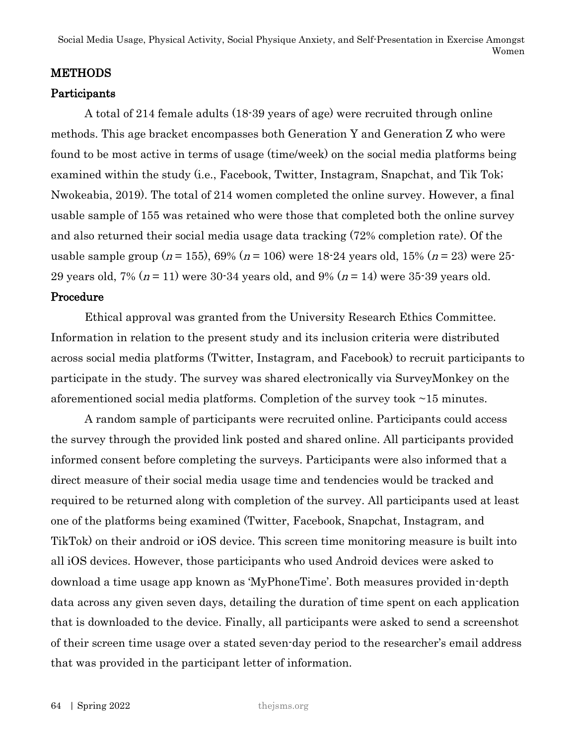## METHODS

### Participants

A total of 214 female adults (18-39 years of age) were recruited through online methods. This age bracket encompasses both Generation Y and Generation Z who were found to be most active in terms of usage (time/week) on the social media platforms being examined within the study (i.e., Facebook, Twitter, Instagram, Snapchat, and Tik Tok; Nwokeabia, 2019). The total of 214 women completed the online survey. However, a final usable sample of 155 was retained who were those that completed both the online survey and also returned their social media usage data tracking (72% completion rate). Of the usable sample group ($n$ = 155), 69% ($n$ = 106) were 18-24 years old, 15% ($n$ = 23) were 25-29 years old, 7% ($n$ = 11) were 30-34 years old, and 9% ($n$ = 14) were 35-39 years old.

### Procedure

Ethical approval was granted from the University Research Ethics Committee. Information in relation to the present study and its inclusion criteria were distributed across social media platforms (Twitter, Instagram, and Facebook) to recruit participants to participate in the study. The survey was shared electronically via SurveyMonkey on the aforementioned social media platforms. Completion of the survey took ~15 minutes.

A random sample of participants were recruited online. Participants could access the survey through the provided link posted and shared online. All participants provided informed consent before completing the surveys. Participants were also informed that a direct measure of their social media usage time and tendencies would be tracked and required to be returned along with completion of the survey. All participants used at least one of the platforms being examined (Twitter, Facebook, Snapchat, Instagram, and TikTok) on their android or iOS device. This screen time monitoring measure is built into all iOS devices. However, those participants who used Android devices were asked to download a time usage app known as 'MyPhoneTime'. Both measures provided in-depth data across any given seven days, detailing the duration of time spent on each application that is downloaded to the device. Finally, all participants were asked to send a screenshot of their screen time usage over a stated seven-day period to the researcher's email address that was provided in the participant letter of information.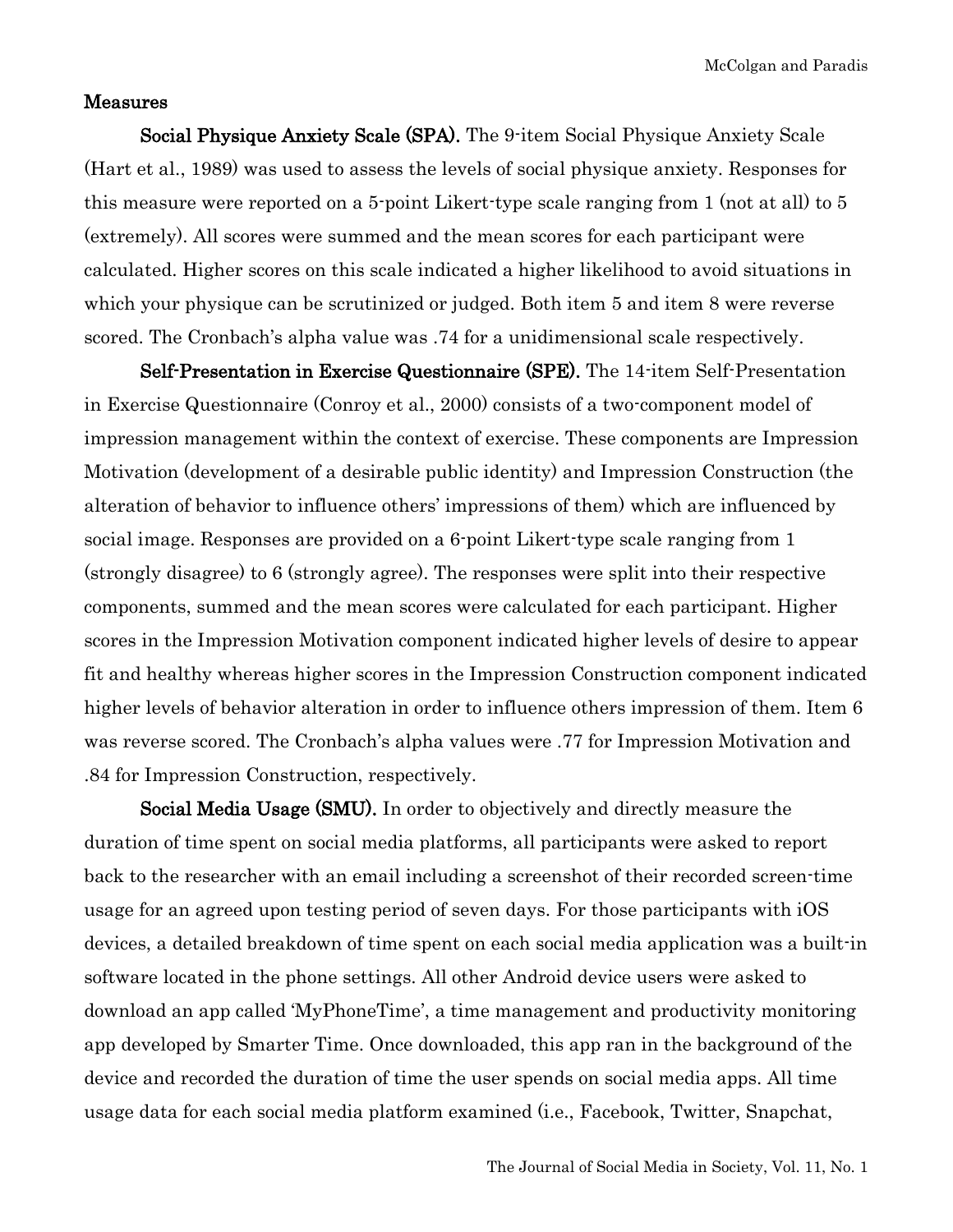## Measures

**Social Physique Anxiety Scale (SPA).** The 9-item Social Physique Anxiety Scale (Hart et al., 1989) was used to assess the levels of social physique anxiety. Responses for this measure were reported on a 5-point Likert-type scale ranging from 1 (not at all) to 5 (extremely). All scores were summed and the mean scores for each participant were calculated. Higher scores on this scale indicated a higher likelihood to avoid situations in which your physique can be scrutinized or judged. Both item 5 and item 8 were reverse scored. The Cronbach's alpha value was .74 for a unidimensional scale respectively.

**Self-Presentation in Exercise Questionnaire (SPE).** The 14-item Self-Presentation in Exercise Questionnaire (Conroy et al., 2000) consists of a two-component model of impression management within the context of exercise. These components are Impression Motivation (development of a desirable public identity) and Impression Construction (the alteration of behavior to influence others' impressions of them) which are influenced by social image. Responses are provided on a 6-point Likert-type scale ranging from 1 (strongly disagree) to 6 (strongly agree). The responses were split into their respective components, summed and the mean scores were calculated for each participant. Higher scores in the Impression Motivation component indicated higher levels of desire to appear fit and healthy whereas higher scores in the Impression Construction component indicated higher levels of behavior alteration in order to influence others impression of them. Item 6 was reverse scored. The Cronbach's alpha values were .77 for Impression Motivation and .84 for Impression Construction, respectively.

**Social Media Usage (SMU).** In order to objectively and directly measure the duration of time spent on social media platforms, all participants were asked to report back to the researcher with an email including a screenshot of their recorded screen-time usage for an agreed upon testing period of seven days. For those participants with iOS devices, a detailed breakdown of time spent on each social media application was a built-in software located in the phone settings. All other Android device users were asked to download an app called 'MyPhoneTime', a time management and productivity monitoring app developed by Smarter Time. Once downloaded, this app ran in the background of the device and recorded the duration of time the user spends on social media apps. All time usage data for each social media platform examined (i.e., Facebook, Twitter, Snapchat,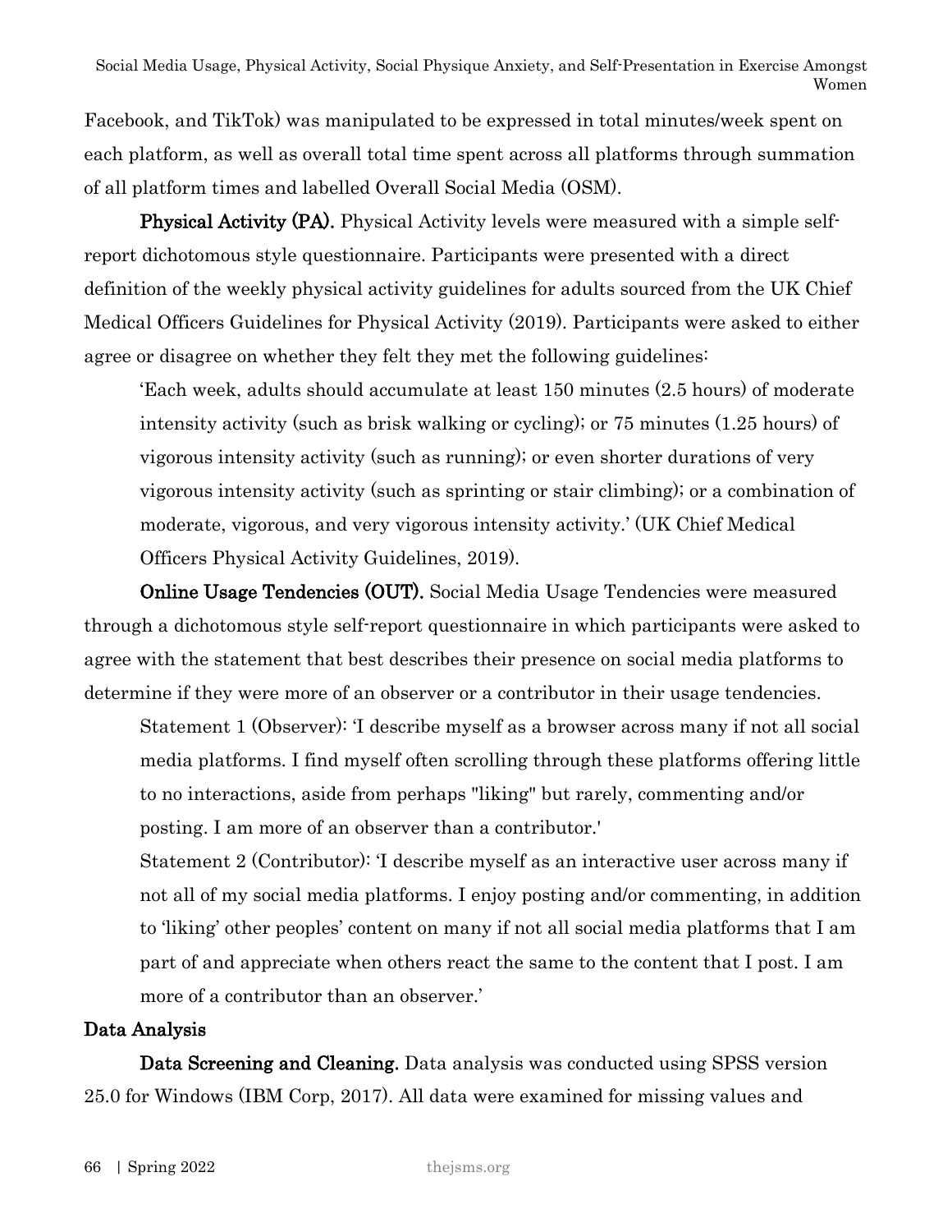Facebook, and TikTok) was manipulated to be expressed in total minutes/week spent on each platform, as well as overall total time spent across all platforms through summation of all platform times and labelled Overall Social Media (OSM).

**Physical Activity (PA).** Physical Activity levels were measured with a simple self-report dichotomous style questionnaire. Participants were presented with a direct definition of the weekly physical activity guidelines for adults sourced from the UK Chief Medical Officers Guidelines for Physical Activity (2019). Participants were asked to either agree or disagree on whether they felt they met the following guidelines:

> 'Each week, adults should accumulate at least 150 minutes (2.5 hours) of moderate intensity activity (such as brisk walking or cycling); or 75 minutes (1.25 hours) of vigorous intensity activity (such as running); or even shorter durations of very vigorous intensity activity (such as sprinting or stair climbing); or a combination of moderate, vigorous, and very vigorous intensity activity.' (UK Chief Medical Officers Physical Activity Guidelines, 2019).

**Online Usage Tendencies (OUT).** Social Media Usage Tendencies were measured through a dichotomous style self-report questionnaire in which participants were asked to agree with the statement that best describes their presence on social media platforms to determine if they were more of an observer or a contributor in their usage tendencies.

> Statement 1 (Observer): 'I describe myself as a browser across many if not all social media platforms. I find myself often scrolling through these platforms offering little to no interactions, aside from perhaps "liking" but rarely, commenting and/or posting. I am more of an observer than a contributor.'
>
> Statement 2 (Contributor): 'I describe myself as an interactive user across many if not all of my social media platforms. I enjoy posting and/or commenting, in addition to 'liking' other peoples' content on many if not all social media platforms that I am part of and appreciate when others react the same to the content that I post. I am more of a contributor than an observer.'

## Data Analysis

**Data Screening and Cleaning.** Data analysis was conducted using SPSS version 25.0 for Windows (IBM Corp, 2017). All data were examined for missing values and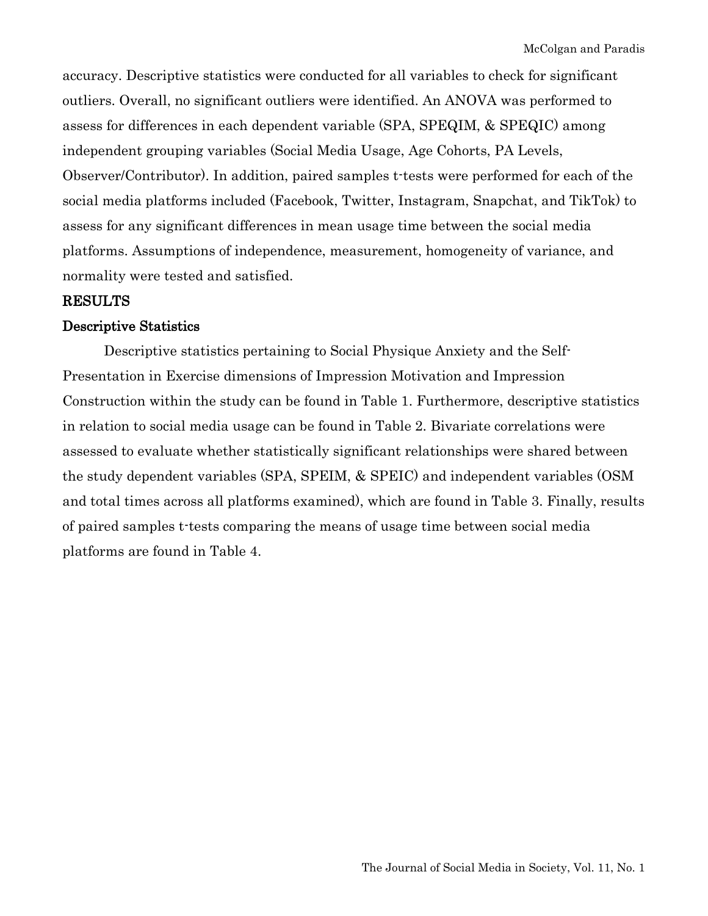accuracy. Descriptive statistics were conducted for all variables to check for significant outliers. Overall, no significant outliers were identified. An ANOVA was performed to assess for differences in each dependent variable (SPA, SPEQIM, & SPEQIC) among independent grouping variables (Social Media Usage, Age Cohorts, PA Levels, Observer/Contributor). In addition, paired samples t-tests were performed for each of the social media platforms included (Facebook, Twitter, Instagram, Snapchat, and TikTok) to assess for any significant differences in mean usage time between the social media platforms. Assumptions of independence, measurement, homogeneity of variance, and normality were tested and satisfied.

## RESULTS

### Descriptive Statistics

Descriptive statistics pertaining to Social Physique Anxiety and the Self-Presentation in Exercise dimensions of Impression Motivation and Impression Construction within the study can be found in Table 1. Furthermore, descriptive statistics in relation to social media usage can be found in Table 2. Bivariate correlations were assessed to evaluate whether statistically significant relationships were shared between the study dependent variables (SPA, SPEIM, & SPEIC) and independent variables (OSM and total times across all platforms examined), which are found in Table 3. Finally, results of paired samples t-tests comparing the means of usage time between social media platforms are found in Table 4.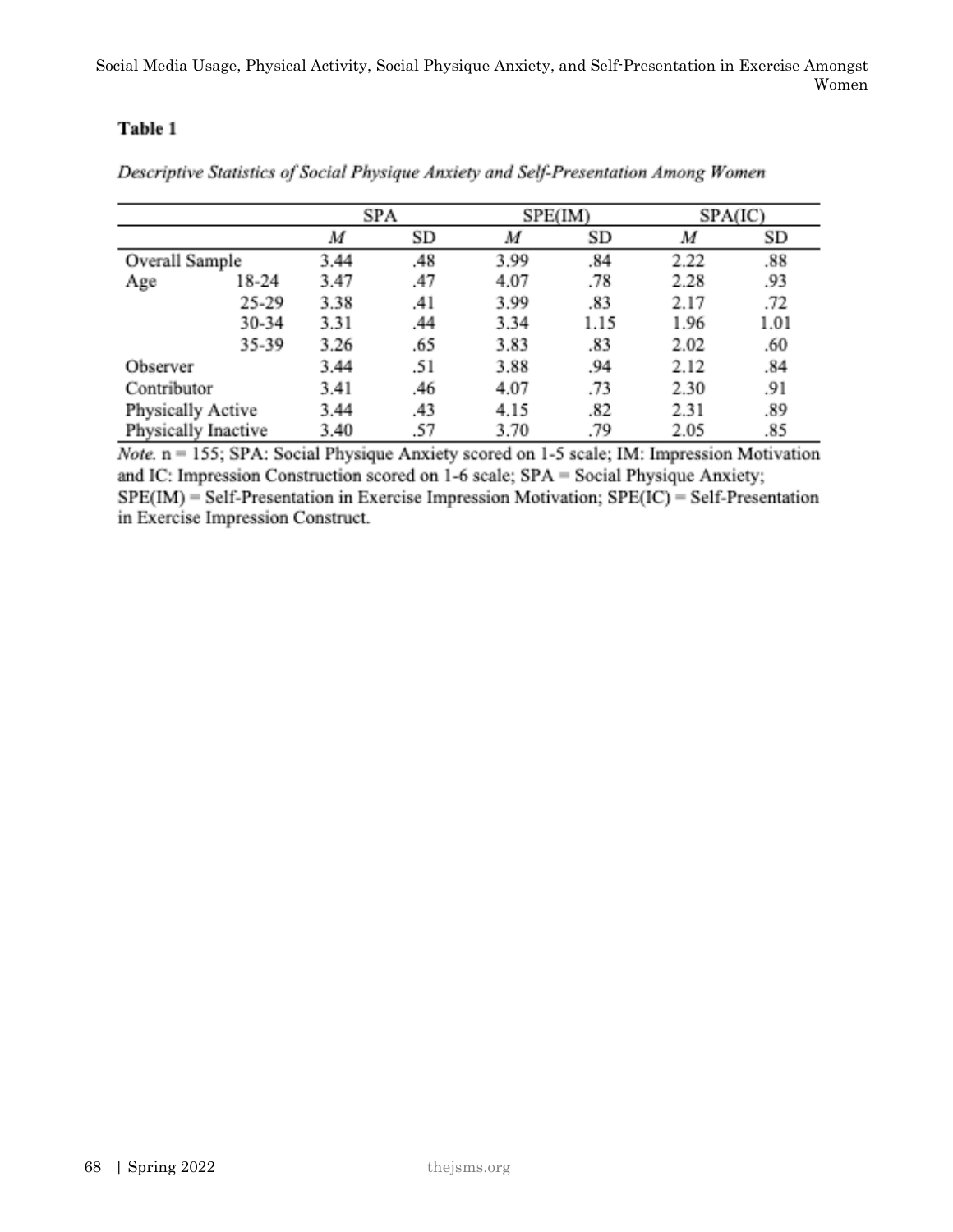**Table 1**

*Descriptive Statistics of Social Physique Anxiety and Self-Presentation Among Women*

| | | SPA | | SPE(IM) | | SPA(IC) | |
|---|---|---|---|---|---|---|---|
| | | *M* | SD | *M* | SD | *M* | SD |
| Overall Sample | | 3.44 | .48 | 3.99 | .84 | 2.22 | .88 |
| Age | 18-24 | 3.47 | .47 | 4.07 | .78 | 2.28 | .93 |
| | 25-29 | 3.38 | .41 | 3.99 | .83 | 2.17 | .72 |
| | 30-34 | 3.31 | .44 | 3.34 | 1.15 | 1.96 | 1.01 |
| | 35-39 | 3.26 | .65 | 3.83 | .83 | 2.02 | .60 |
| Observer | | 3.44 | .51 | 3.88 | .94 | 2.12 | .84 |
| Contributor | | 3.41 | .46 | 4.07 | .73 | 2.30 | .91 |
| Physically Active | | 3.44 | .43 | 4.15 | .82 | 2.31 | .89 |
| Physically Inactive | | 3.40 | .57 | 3.70 | .79 | 2.05 | .85 |

*Note.* n = 155; SPA: Social Physique Anxiety scored on 1-5 scale; IM: Impression Motivation and IC: Impression Construction scored on 1-6 scale; SPA = Social Physique Anxiety; SPE(IM) = Self-Presentation in Exercise Impression Motivation; SPE(IC) = Self-Presentation in Exercise Impression Construct.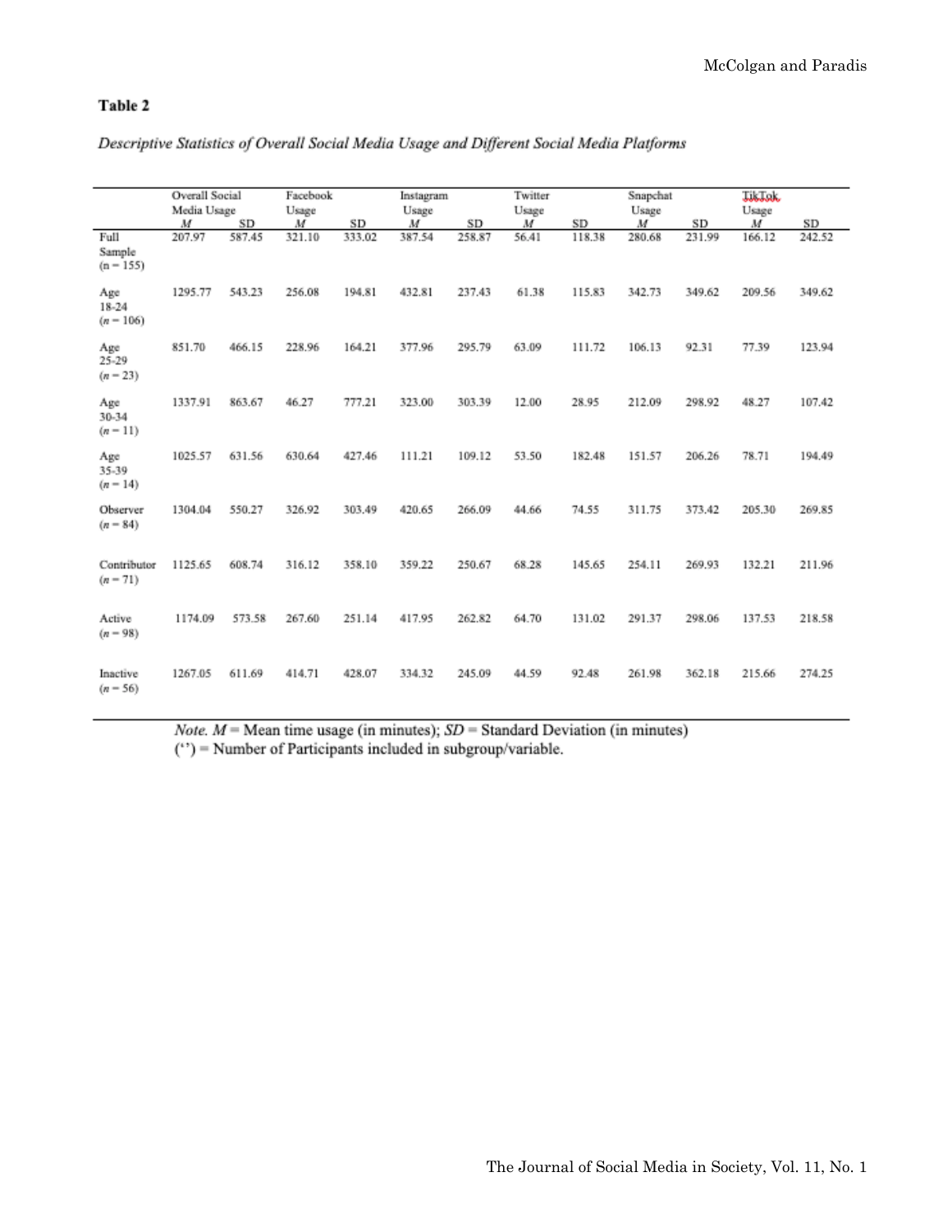**Table 2**

*Descriptive Statistics of Overall Social Media Usage and Different Social Media Platforms*

| | Overall Social Media Usage | | Facebook Usage | | Instagram Usage | | Twitter Usage | | Snapchat Usage | | TikTok Usage | |
|---|---|---|---|---|---|---|---|---|---|---|---|---|
| | *M* | SD | *M* | SD | *M* | SD | *M* | SD | *M* | SD | *M* | SD |
| Full Sample (n = 155) | 207.97 | 587.45 | 321.10 | 333.02 | 387.54 | 258.87 | 56.41 | 118.38 | 280.68 | 231.99 | 166.12 | 242.52 |
| Age 18-24 (*n* = 106) | 1295.77 | 543.23 | 256.08 | 194.81 | 432.81 | 237.43 | 61.38 | 115.83 | 342.73 | 349.62 | 209.56 | 349.62 |
| Age 25-29 (*n* = 23) | 851.70 | 466.15 | 228.96 | 164.21 | 377.96 | 295.79 | 63.09 | 111.72 | 106.13 | 92.31 | 77.39 | 123.94 |
| Age 30-34 (*n* = 11) | 1337.91 | 863.67 | 46.27 | 777.21 | 323.00 | 303.39 | 12.00 | 28.95 | 212.09 | 298.92 | 48.27 | 107.42 |
| Age 35-39 (*n* = 14) | 1025.57 | 631.56 | 630.64 | 427.46 | 111.21 | 109.12 | 53.50 | 182.48 | 151.57 | 206.26 | 78.71 | 194.49 |
| Observer (*n* = 84) | 1304.04 | 550.27 | 326.92 | 303.49 | 420.65 | 266.09 | 44.66 | 74.55 | 311.75 | 373.42 | 205.30 | 269.85 |
| Contributor (*n* = 71) | 1125.65 | 608.74 | 316.12 | 358.10 | 359.22 | 250.67 | 68.28 | 145.65 | 254.11 | 269.93 | 132.21 | 211.96 |
| Active (*n* = 98) | 1174.09 | 573.58 | 267.60 | 251.14 | 417.95 | 262.82 | 64.70 | 131.02 | 291.37 | 298.06 | 137.53 | 218.58 |
| Inactive (*n* = 56) | 1267.05 | 611.69 | 414.71 | 428.07 | 334.32 | 245.09 | 44.59 | 92.48 | 261.98 | 362.18 | 215.66 | 274.25 |

*Note. M* = Mean time usage (in minutes); *SD* = Standard Deviation (in minutes)
('') = Number of Participants included in subgroup/variable.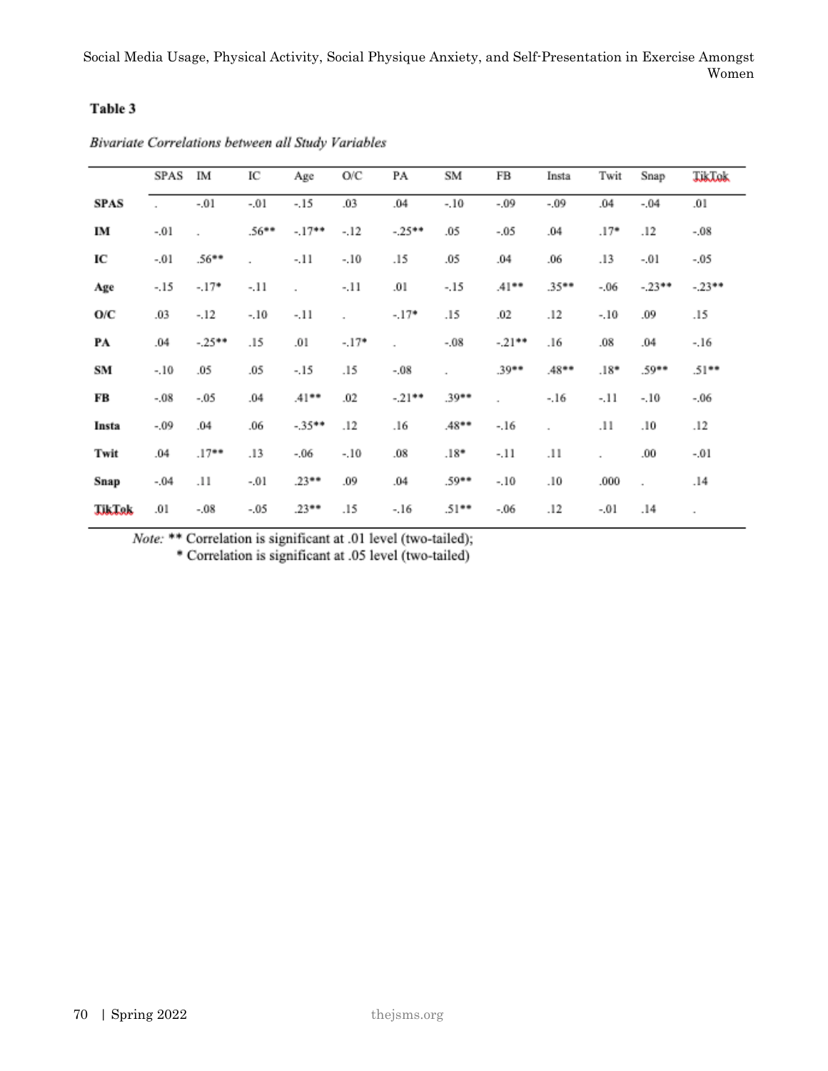**Table 3**

*Bivariate Correlations between all Study Variables*

| | SPAS | IM | IC | Age | O/C | PA | SM | FB | Insta | Twit | Snap | TikTok |
|---|---|---|---|---|---|---|---|---|---|---|---|---|
| **SPAS** | . | -.01 | -.01 | -.15 | .03 | .04 | -.10 | -.09 | -.09 | .04 | -.04 | .01 |
| **IM** | -.01 | . | .56** | -.17** | -.12 | -.25** | .05 | -.05 | .04 | .17* | .12 | -.08 |
| **IC** | -.01 | .56** | . | -.11 | -.10 | .15 | .05 | .04 | .06 | .13 | -.01 | -.05 |
| **Age** | -.15 | -.17* | -.11 | . | -.11 | .01 | -.15 | .41** | .35** | -.06 | -.23** | -.23** |
| **O/C** | .03 | -.12 | -.10 | -.11 | . | -.17* | .15 | .02 | .12 | -.10 | .09 | .15 |
| **PA** | .04 | -.25** | .15 | .01 | -.17* | . | -.08 | -.21** | .16 | .08 | .04 | -.16 |
| **SM** | -.10 | .05 | .05 | -.15 | .15 | -.08 | . | .39** | .48** | .18* | .59** | .51** |
| **FB** | -.08 | -.05 | .04 | .41** | .02 | -.21** | .39** | . | -.16 | -.11 | -.10 | -.06 |
| **Insta** | -.09 | .04 | .06 | -.35** | .12 | .16 | .48** | -.16 | . | .11 | .10 | .12 |
| **Twit** | .04 | .17** | .13 | -.06 | -.10 | .08 | .18* | -.11 | .11 | . | .00 | -.01 |
| **Snap** | -.04 | .11 | -.01 | .23** | .09 | .04 | .59** | -.10 | .10 | .000 | . | .14 |
| **TikTok** | .01 | -.08 | -.05 | .23** | .15 | -.16 | .51** | -.06 | .12 | -.01 | .14 | . |

*Note:* ** Correlation is significant at .01 level (two-tailed);
* Correlation is significant at .05 level (two-tailed)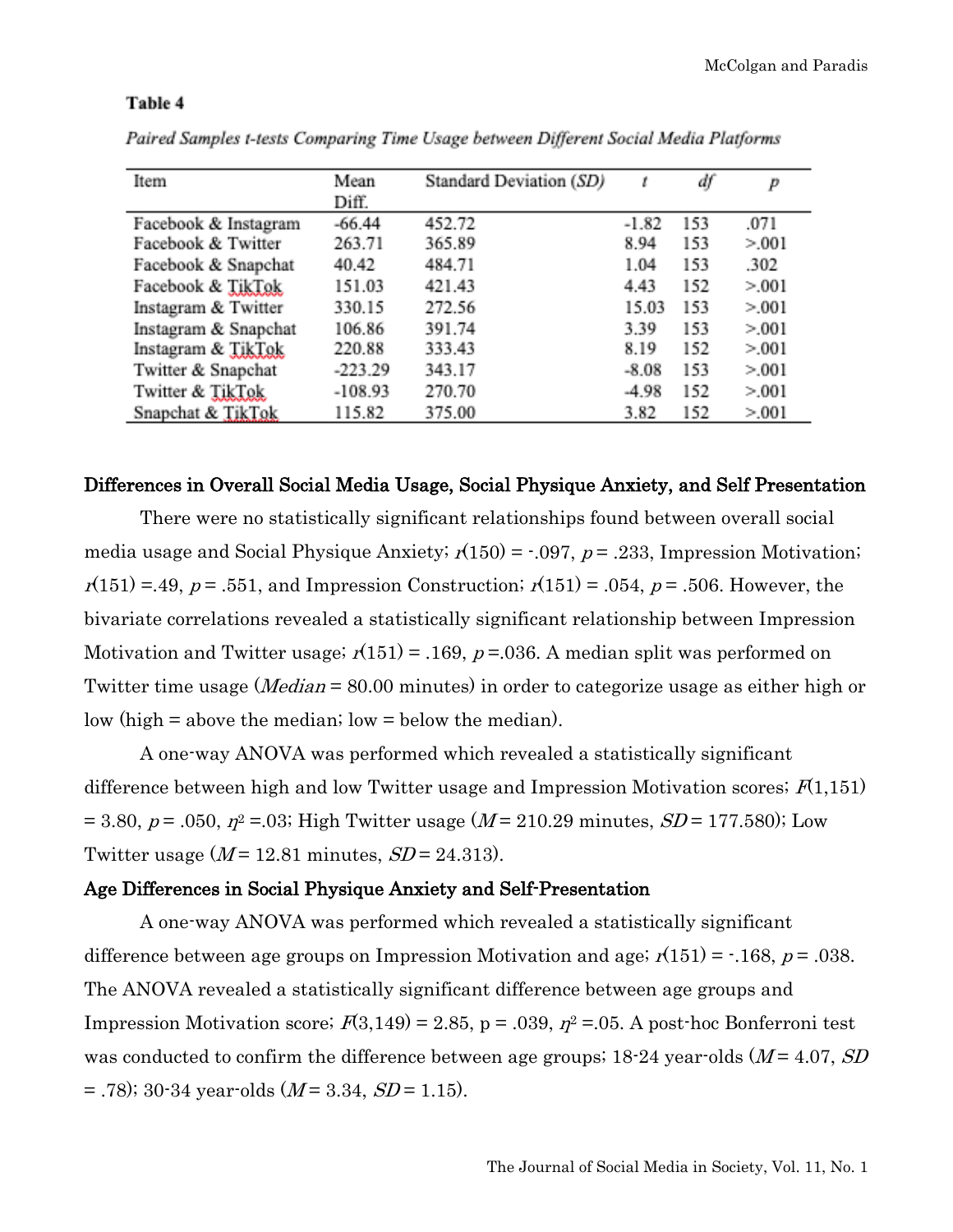**Table 4**

*Paired Samples t-tests Comparing Time Usage between Different Social Media Platforms*

| Item | Mean Diff. | Standard Deviation (*SD*) | *t* | *df* | *p* |
|---|---|---|---|---|---|
| Facebook & Instagram | -66.44 | 452.72 | -1.82 | 153 | .071 |
| Facebook & Twitter | 263.71 | 365.89 | 8.94 | 153 | >.001 |
| Facebook & Snapchat | 40.42 | 484.71 | 1.04 | 153 | .302 |
| Facebook & TikTok | 151.03 | 421.43 | 4.43 | 152 | >.001 |
| Instagram & Twitter | 330.15 | 272.56 | 15.03 | 153 | >.001 |
| Instagram & Snapchat | 106.86 | 391.74 | 3.39 | 153 | >.001 |
| Instagram & TikTok | 220.88 | 333.43 | 8.19 | 152 | >.001 |
| Twitter & Snapchat | -223.29 | 343.17 | -8.08 | 153 | >.001 |
| Twitter & TikTok | -108.93 | 270.70 | -4.98 | 152 | >.001 |
| Snapchat & TikTok | 115.82 | 375.00 | 3.82 | 152 | >.001 |

### Differences in Overall Social Media Usage, Social Physique Anxiety, and Self Presentation

There were no statistically significant relationships found between overall social media usage and Social Physique Anxiety; $r(150) = -.097$, $p = .233$, Impression Motivation; $r(151) = .49$, $p = .551$, and Impression Construction; $r(151) = .054$, $p = .506$. However, the bivariate correlations revealed a statistically significant relationship between Impression Motivation and Twitter usage; $r(151) = .169$, $p = .036$. A median split was performed on Twitter time usage (*Median* = 80.00 minutes) in order to categorize usage as either high or low (high = above the median; low = below the median).

A one-way ANOVA was performed which revealed a statistically significant difference between high and low Twitter usage and Impression Motivation scores; $F(1,151) = 3.80$, $p = .050$, $\eta^2 = .03$; High Twitter usage ($M = 210.29$ minutes, $SD = 177.580$); Low Twitter usage ($M = 12.81$ minutes, $SD = 24.313$).

### Age Differences in Social Physique Anxiety and Self-Presentation

A one-way ANOVA was performed which revealed a statistically significant difference between age groups on Impression Motivation and age; $r(151) = -.168$, $p = .038$. The ANOVA revealed a statistically significant difference between age groups and Impression Motivation score; $F(3,149) = 2.85$, $p = .039$, $\eta^2 = .05$. A post-hoc Bonferroni test was conducted to confirm the difference between age groups; 18-24 year-olds ($M = 4.07$, $SD = .78$); 30-34 year-olds ($M = 3.34$, $SD = 1.15$).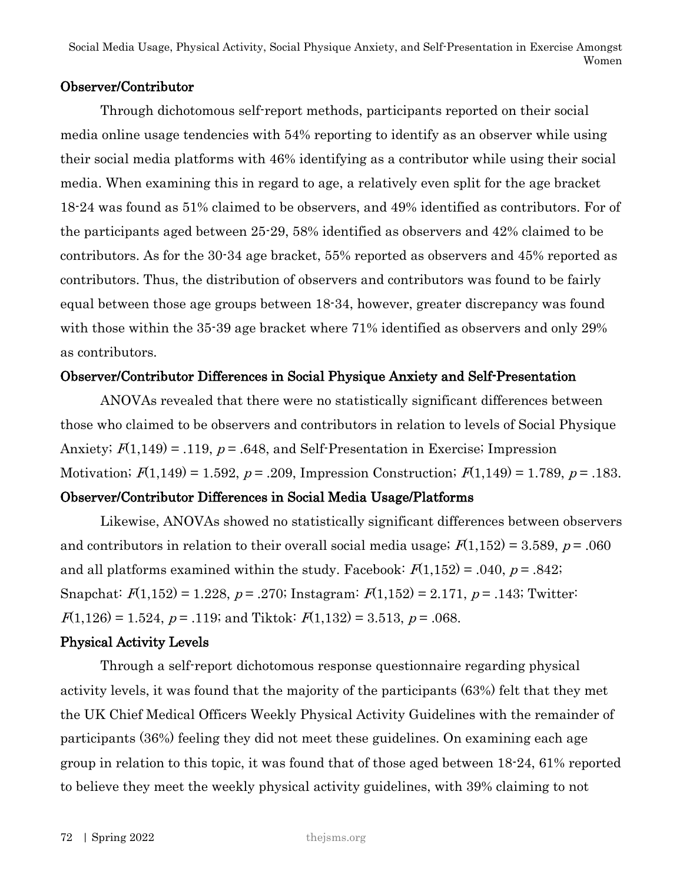### Observer/Contributor

Through dichotomous self-report methods, participants reported on their social media online usage tendencies with 54% reporting to identify as an observer while using their social media platforms with 46% identifying as a contributor while using their social media. When examining this in regard to age, a relatively even split for the age bracket 18-24 was found as 51% claimed to be observers, and 49% identified as contributors. For of the participants aged between 25-29, 58% identified as observers and 42% claimed to be contributors. As for the 30-34 age bracket, 55% reported as observers and 45% reported as contributors. Thus, the distribution of observers and contributors was found to be fairly equal between those age groups between 18-34, however, greater discrepancy was found with those within the 35-39 age bracket where 71% identified as observers and only 29% as contributors.

### Observer/Contributor Differences in Social Physique Anxiety and Self-Presentation

ANOVAs revealed that there were no statistically significant differences between those who claimed to be observers and contributors in relation to levels of Social Physique Anxiety; $F(1,149) = .119$, $p = .648$, and Self-Presentation in Exercise; Impression Motivation; $F(1,149) = 1.592$, $p = .209$, Impression Construction; $F(1,149) = 1.789$, $p = .183$.

### Observer/Contributor Differences in Social Media Usage/Platforms

Likewise, ANOVAs showed no statistically significant differences between observers and contributors in relation to their overall social media usage; $F(1,152) = 3.589$, $p = .060$ and all platforms examined within the study. Facebook: $F(1,152) = .040$, $p = .842$; Snapchat: $F(1,152) = 1.228$, $p = .270$; Instagram: $F(1,152) = 2.171$, $p = .143$; Twitter: $F(1,126) = 1.524$, $p = .119$; and Tiktok: $F(1,132) = 3.513$, $p = .068$.

### Physical Activity Levels

Through a self-report dichotomous response questionnaire regarding physical activity levels, it was found that the majority of the participants (63%) felt that they met the UK Chief Medical Officers Weekly Physical Activity Guidelines with the remainder of participants (36%) feeling they did not meet these guidelines. On examining each age group in relation to this topic, it was found that of those aged between 18-24, 61% reported to believe they meet the weekly physical activity guidelines, with 39% claiming to not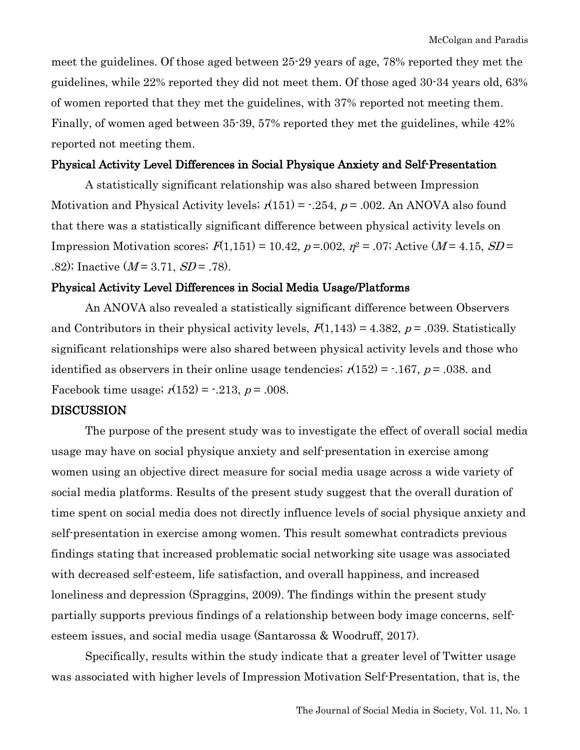meet the guidelines. Of those aged between 25-29 years of age, 78% reported they met the guidelines, while 22% reported they did not meet them. Of those aged 30-34 years old, 63% of women reported that they met the guidelines, with 37% reported not meeting them. Finally, of women aged between 35-39, 57% reported they met the guidelines, while 42% reported not meeting them.

### Physical Activity Level Differences in Social Physique Anxiety and Self-Presentation

A statistically significant relationship was also shared between Impression Motivation and Physical Activity levels; $r(151) = -.254$, $p = .002$. An ANOVA also found that there was a statistically significant difference between physical activity levels on Impression Motivation scores; $F(1,151) = 10.42$, $p = .002$, $\eta^2 = .07$; Active ($M = 4.15$, $SD = .82$); Inactive ($M = 3.71$, $SD = .78$).

### Physical Activity Level Differences in Social Media Usage/Platforms

An ANOVA also revealed a statistically significant difference between Observers and Contributors in their physical activity levels, $F(1,143) = 4.382$, $p = .039$. Statistically significant relationships were also shared between physical activity levels and those who identified as observers in their online usage tendencies; $r(152) = -.167$, $p = .038$. and Facebook time usage; $r(152) = -.213$, $p = .008$.

## DISCUSSION

The purpose of the present study was to investigate the effect of overall social media usage may have on social physique anxiety and self-presentation in exercise among women using an objective direct measure for social media usage across a wide variety of social media platforms. Results of the present study suggest that the overall duration of time spent on social media does not directly influence levels of social physique anxiety and self-presentation in exercise among women. This result somewhat contradicts previous findings stating that increased problematic social networking site usage was associated with decreased self-esteem, life satisfaction, and overall happiness, and increased loneliness and depression (Spraggins, 2009). The findings within the present study partially supports previous findings of a relationship between body image concerns, self-esteem issues, and social media usage (Santarossa & Woodruff, 2017).

Specifically, results within the study indicate that a greater level of Twitter usage was associated with higher levels of Impression Motivation Self-Presentation, that is, the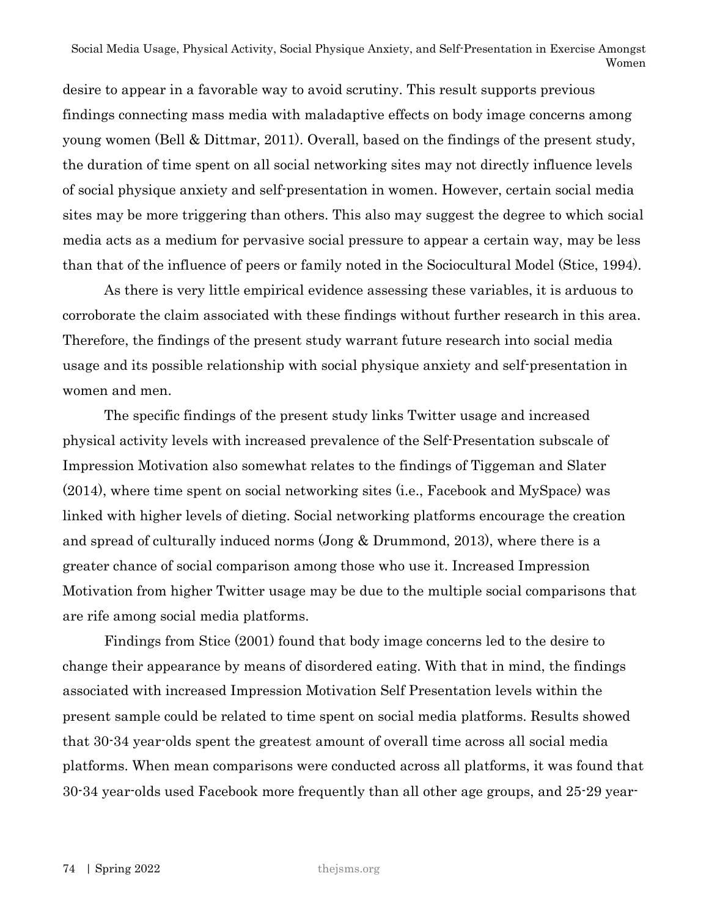desire to appear in a favorable way to avoid scrutiny. This result supports previous findings connecting mass media with maladaptive effects on body image concerns among young women (Bell & Dittmar, 2011). Overall, based on the findings of the present study, the duration of time spent on all social networking sites may not directly influence levels of social physique anxiety and self-presentation in women. However, certain social media sites may be more triggering than others. This also may suggest the degree to which social media acts as a medium for pervasive social pressure to appear a certain way, may be less than that of the influence of peers or family noted in the Sociocultural Model (Stice, 1994).

As there is very little empirical evidence assessing these variables, it is arduous to corroborate the claim associated with these findings without further research in this area. Therefore, the findings of the present study warrant future research into social media usage and its possible relationship with social physique anxiety and self-presentation in women and men.

The specific findings of the present study links Twitter usage and increased physical activity levels with increased prevalence of the Self-Presentation subscale of Impression Motivation also somewhat relates to the findings of Tiggeman and Slater (2014), where time spent on social networking sites (i.e., Facebook and MySpace) was linked with higher levels of dieting. Social networking platforms encourage the creation and spread of culturally induced norms (Jong & Drummond, 2013), where there is a greater chance of social comparison among those who use it. Increased Impression Motivation from higher Twitter usage may be due to the multiple social comparisons that are rife among social media platforms.

Findings from Stice (2001) found that body image concerns led to the desire to change their appearance by means of disordered eating. With that in mind, the findings associated with increased Impression Motivation Self Presentation levels within the present sample could be related to time spent on social media platforms. Results showed that 30-34 year-olds spent the greatest amount of overall time across all social media platforms. When mean comparisons were conducted across all platforms, it was found that 30-34 year-olds used Facebook more frequently than all other age groups, and 25-29 year-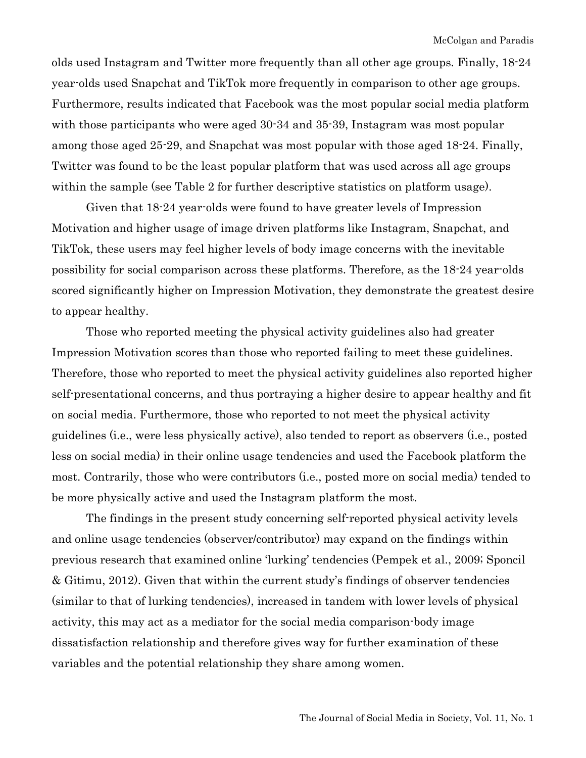olds used Instagram and Twitter more frequently than all other age groups. Finally, 18-24 year-olds used Snapchat and TikTok more frequently in comparison to other age groups. Furthermore, results indicated that Facebook was the most popular social media platform with those participants who were aged 30-34 and 35-39, Instagram was most popular among those aged 25-29, and Snapchat was most popular with those aged 18-24. Finally, Twitter was found to be the least popular platform that was used across all age groups within the sample (see Table 2 for further descriptive statistics on platform usage).

Given that 18-24 year-olds were found to have greater levels of Impression Motivation and higher usage of image driven platforms like Instagram, Snapchat, and TikTok, these users may feel higher levels of body image concerns with the inevitable possibility for social comparison across these platforms. Therefore, as the 18-24 year-olds scored significantly higher on Impression Motivation, they demonstrate the greatest desire to appear healthy.

Those who reported meeting the physical activity guidelines also had greater Impression Motivation scores than those who reported failing to meet these guidelines. Therefore, those who reported to meet the physical activity guidelines also reported higher self-presentational concerns, and thus portraying a higher desire to appear healthy and fit on social media. Furthermore, those who reported to not meet the physical activity guidelines (i.e., were less physically active), also tended to report as observers (i.e., posted less on social media) in their online usage tendencies and used the Facebook platform the most. Contrarily, those who were contributors (i.e., posted more on social media) tended to be more physically active and used the Instagram platform the most.

The findings in the present study concerning self-reported physical activity levels and online usage tendencies (observer/contributor) may expand on the findings within previous research that examined online 'lurking' tendencies (Pempek et al., 2009; Sponcil & Gitimu, 2012). Given that within the current study's findings of observer tendencies (similar to that of lurking tendencies), increased in tandem with lower levels of physical activity, this may act as a mediator for the social media comparison-body image dissatisfaction relationship and therefore gives way for further examination of these variables and the potential relationship they share among women.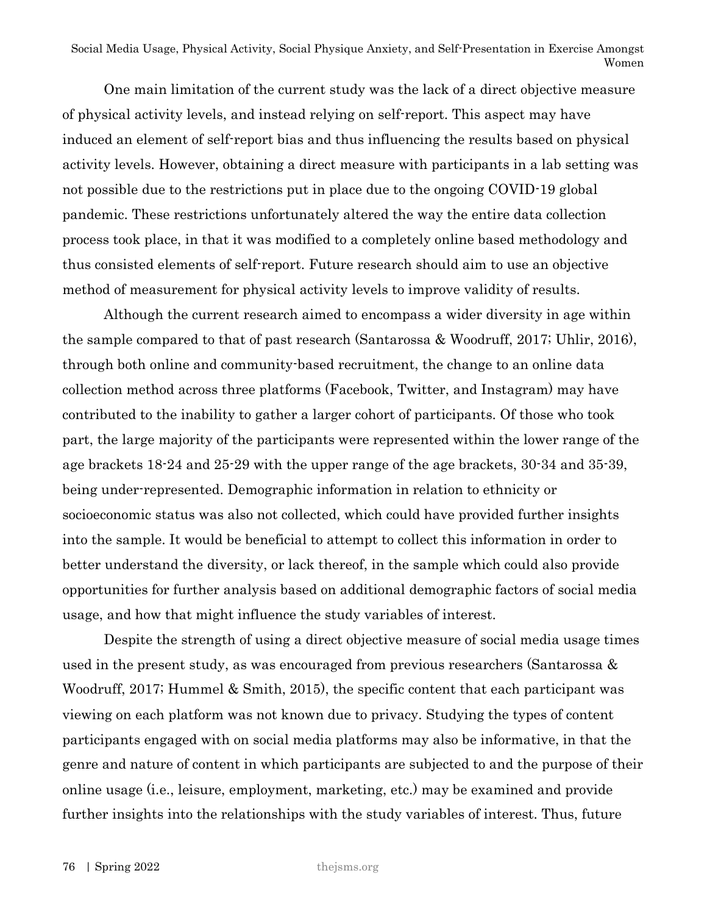One main limitation of the current study was the lack of a direct objective measure of physical activity levels, and instead relying on self-report. This aspect may have induced an element of self-report bias and thus influencing the results based on physical activity levels. However, obtaining a direct measure with participants in a lab setting was not possible due to the restrictions put in place due to the ongoing COVID-19 global pandemic. These restrictions unfortunately altered the way the entire data collection process took place, in that it was modified to a completely online based methodology and thus consisted elements of self-report. Future research should aim to use an objective method of measurement for physical activity levels to improve validity of results.

Although the current research aimed to encompass a wider diversity in age within the sample compared to that of past research (Santarossa & Woodruff, 2017; Uhlir, 2016), through both online and community-based recruitment, the change to an online data collection method across three platforms (Facebook, Twitter, and Instagram) may have contributed to the inability to gather a larger cohort of participants. Of those who took part, the large majority of the participants were represented within the lower range of the age brackets 18-24 and 25-29 with the upper range of the age brackets, 30-34 and 35-39, being under-represented. Demographic information in relation to ethnicity or socioeconomic status was also not collected, which could have provided further insights into the sample. It would be beneficial to attempt to collect this information in order to better understand the diversity, or lack thereof, in the sample which could also provide opportunities for further analysis based on additional demographic factors of social media usage, and how that might influence the study variables of interest.

Despite the strength of using a direct objective measure of social media usage times used in the present study, as was encouraged from previous researchers (Santarossa & Woodruff, 2017; Hummel & Smith, 2015), the specific content that each participant was viewing on each platform was not known due to privacy. Studying the types of content participants engaged with on social media platforms may also be informative, in that the genre and nature of content in which participants are subjected to and the purpose of their online usage (i.e., leisure, employment, marketing, etc.) may be examined and provide further insights into the relationships with the study variables of interest. Thus, future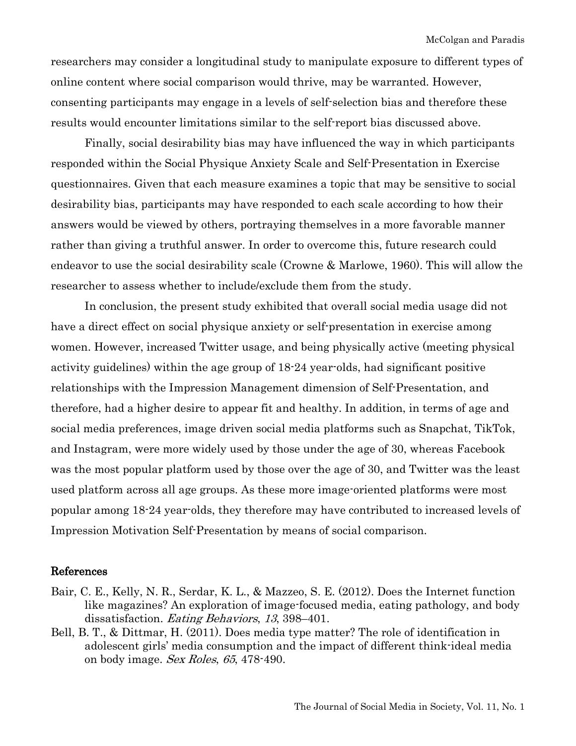researchers may consider a longitudinal study to manipulate exposure to different types of online content where social comparison would thrive, may be warranted. However, consenting participants may engage in a levels of self-selection bias and therefore these results would encounter limitations similar to the self-report bias discussed above.

Finally, social desirability bias may have influenced the way in which participants responded within the Social Physique Anxiety Scale and Self-Presentation in Exercise questionnaires. Given that each measure examines a topic that may be sensitive to social desirability bias, participants may have responded to each scale according to how their answers would be viewed by others, portraying themselves in a more favorable manner rather than giving a truthful answer. In order to overcome this, future research could endeavor to use the social desirability scale (Crowne & Marlowe, 1960). This will allow the researcher to assess whether to include/exclude them from the study.

In conclusion, the present study exhibited that overall social media usage did not have a direct effect on social physique anxiety or self-presentation in exercise among women. However, increased Twitter usage, and being physically active (meeting physical activity guidelines) within the age group of 18-24 year-olds, had significant positive relationships with the Impression Management dimension of Self-Presentation, and therefore, had a higher desire to appear fit and healthy. In addition, in terms of age and social media preferences, image driven social media platforms such as Snapchat, TikTok, and Instagram, were more widely used by those under the age of 30, whereas Facebook was the most popular platform used by those over the age of 30, and Twitter was the least used platform across all age groups. As these more image-oriented platforms were most popular among 18-24 year-olds, they therefore may have contributed to increased levels of Impression Motivation Self-Presentation by means of social comparison.

## References

Bair, C. E., Kelly, N. R., Serdar, K. L., & Mazzeo, S. E. (2012). Does the Internet function like magazines? An exploration of image-focused media, eating pathology, and body dissatisfaction. *Eating Behaviors*, *13*, 398–401.

Bell, B. T., & Dittmar, H. (2011). Does media type matter? The role of identification in adolescent girls' media consumption and the impact of different think-ideal media on body image. *Sex Roles*, *65*, 478-490.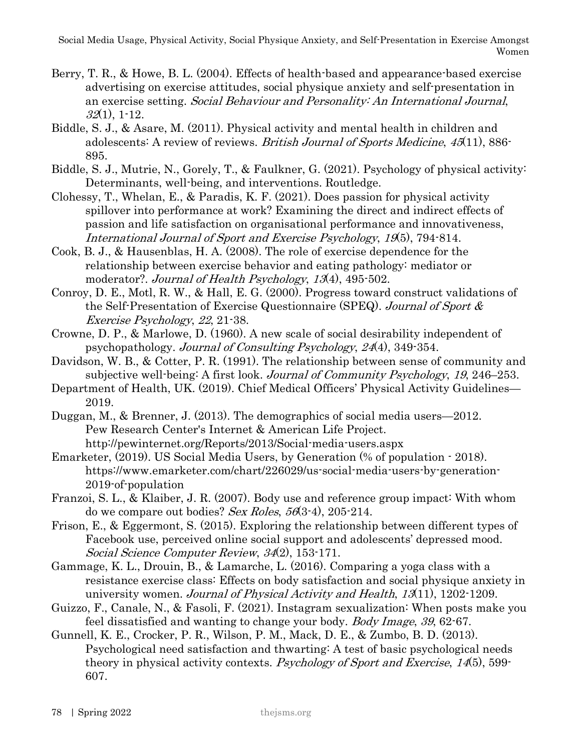Berry, T. R., & Howe, B. L. (2004). Effects of health-based and appearance-based exercise advertising on exercise attitudes, social physique anxiety and self-presentation in an exercise setting. *Social Behaviour and Personality: An International Journal*, *32*(1), 1-12.

Biddle, S. J., & Asare, M. (2011). Physical activity and mental health in children and adolescents: A review of reviews. *British Journal of Sports Medicine*, *45*(11), 886-895.

Biddle, S. J., Mutrie, N., Gorely, T., & Faulkner, G. (2021). Psychology of physical activity: Determinants, well-being, and interventions. Routledge.

Clohessy, T., Whelan, E., & Paradis, K. F. (2021). Does passion for physical activity spillover into performance at work? Examining the direct and indirect effects of passion and life satisfaction on organisational performance and innovativeness, *International Journal of Sport and Exercise Psychology*, *19*(5), 794-814.

Cook, B. J., & Hausenblas, H. A. (2008). The role of exercise dependence for the relationship between exercise behavior and eating pathology: mediator or moderator?. *Journal of Health Psychology*, *13*(4), 495-502.

Conroy, D. E., Motl, R. W., & Hall, E. G. (2000). Progress toward construct validations of the Self-Presentation of Exercise Questionnaire (SPEQ). *Journal of Sport & Exercise Psychology*, *22*, 21-38.

Crowne, D. P., & Marlowe, D. (1960). A new scale of social desirability independent of psychopathology. *Journal of Consulting Psychology*, *24*(4), 349-354.

Davidson, W. B., & Cotter, P. R. (1991). The relationship between sense of community and subjective well-being: A first look. *Journal of Community Psychology*, *19*, 246–253.

Department of Health, UK. (2019). Chief Medical Officers' Physical Activity Guidelines—2019.

Duggan, M., & Brenner, J. (2013). The demographics of social media users—2012. Pew Research Center's Internet & American Life Project. http://pewinternet.org/Reports/2013/Social-media-users.aspx

Emarketer, (2019). US Social Media Users, by Generation (% of population - 2018). https://www.emarketer.com/chart/226029/us-social-media-users-by-generation-2019-of-population

Franzoi, S. L., & Klaiber, J. R. (2007). Body use and reference group impact: With whom do we compare out bodies? *Sex Roles*, *56*(3-4), 205-214.

Frison, E., & Eggermont, S. (2015). Exploring the relationship between different types of Facebook use, perceived online social support and adolescents' depressed mood. *Social Science Computer Review*, *34*(2), 153-171.

Gammage, K. L., Drouin, B., & Lamarche, L. (2016). Comparing a yoga class with a resistance exercise class: Effects on body satisfaction and social physique anxiety in university women. *Journal of Physical Activity and Health*, *13*(11), 1202-1209.

Guizzo, F., Canale, N., & Fasoli, F. (2021). Instagram sexualization: When posts make you feel dissatisfied and wanting to change your body. *Body Image*, *39*, 62-67.

Gunnell, K. E., Crocker, P. R., Wilson, P. M., Mack, D. E., & Zumbo, B. D. (2013). Psychological need satisfaction and thwarting: A test of basic psychological needs theory in physical activity contexts. *Psychology of Sport and Exercise*, *14*(5), 599-607.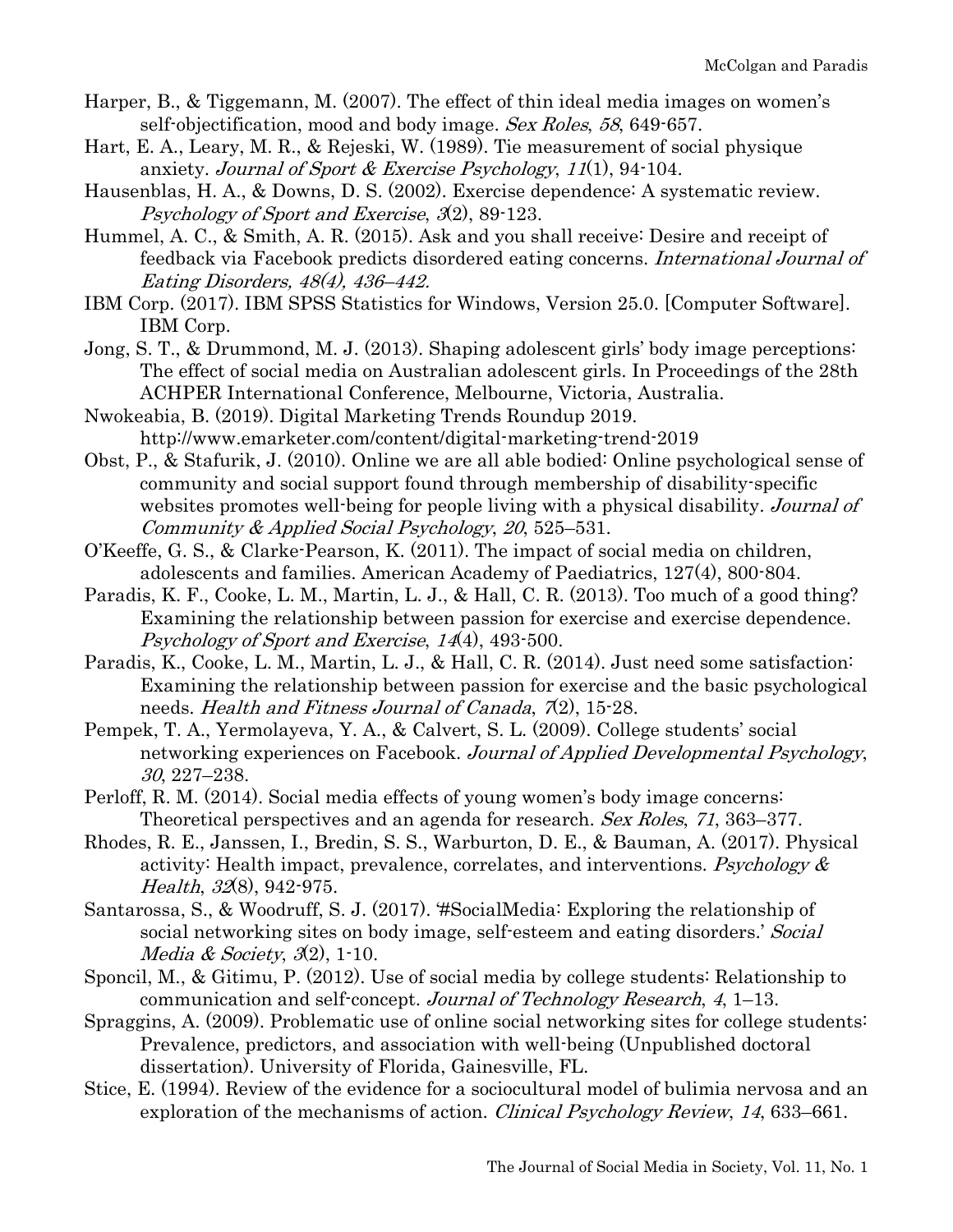Harper, B., & Tiggemann, M. (2007). The effect of thin ideal media images on women's self-objectification, mood and body image. *Sex Roles*, *58*, 649-657.

Hart, E. A., Leary, M. R., & Rejeski, W. (1989). Tie measurement of social physique anxiety. *Journal of Sport & Exercise Psychology*, *11*(1), 94-104.

Hausenblas, H. A., & Downs, D. S. (2002). Exercise dependence: A systematic review. *Psychology of Sport and Exercise*, *3*(2), 89-123.

Hummel, A. C., & Smith, A. R. (2015). Ask and you shall receive: Desire and receipt of feedback via Facebook predicts disordered eating concerns. *International Journal of Eating Disorders, 48(4), 436–442.*

IBM Corp. (2017). IBM SPSS Statistics for Windows, Version 25.0. [Computer Software]. IBM Corp.

Jong, S. T., & Drummond, M. J. (2013). Shaping adolescent girls' body image perceptions: The effect of social media on Australian adolescent girls. In Proceedings of the 28th ACHPER International Conference, Melbourne, Victoria, Australia.

Nwokeabia, B. (2019). Digital Marketing Trends Roundup 2019. http://www.emarketer.com/content/digital-marketing-trend-2019

Obst, P., & Stafurik, J. (2010). Online we are all able bodied: Online psychological sense of community and social support found through membership of disability-specific websites promotes well-being for people living with a physical disability. *Journal of Community & Applied Social Psychology*, *20*, 525–531.

O'Keeffe, G. S., & Clarke-Pearson, K. (2011). The impact of social media on children, adolescents and families. American Academy of Paediatrics, 127(4), 800-804.

Paradis, K. F., Cooke, L. M., Martin, L. J., & Hall, C. R. (2013). Too much of a good thing? Examining the relationship between passion for exercise and exercise dependence. *Psychology of Sport and Exercise*, *14*(4), 493-500.

Paradis, K., Cooke, L. M., Martin, L. J., & Hall, C. R. (2014). Just need some satisfaction: Examining the relationship between passion for exercise and the basic psychological needs. *Health and Fitness Journal of Canada*, *7*(2), 15-28.

Pempek, T. A., Yermolayeva, Y. A., & Calvert, S. L. (2009). College students' social networking experiences on Facebook. *Journal of Applied Developmental Psychology*, *30*, 227–238.

Perloff, R. M. (2014). Social media effects of young women's body image concerns: Theoretical perspectives and an agenda for research. *Sex Roles*, *71*, 363–377.

Rhodes, R. E., Janssen, I., Bredin, S. S., Warburton, D. E., & Bauman, A. (2017). Physical activity: Health impact, prevalence, correlates, and interventions. *Psychology & Health*, *32*(8), 942-975.

Santarossa, S., & Woodruff, S. J. (2017). '#SocialMedia: Exploring the relationship of social networking sites on body image, self-esteem and eating disorders.' *Social Media & Society*, *3*(2), 1-10.

Sponcil, M., & Gitimu, P. (2012). Use of social media by college students: Relationship to communication and self-concept. *Journal of Technology Research*, *4*, 1–13.

Spraggins, A. (2009). Problematic use of online social networking sites for college students: Prevalence, predictors, and association with well-being (Unpublished doctoral dissertation). University of Florida, Gainesville, FL.

Stice, E. (1994). Review of the evidence for a sociocultural model of bulimia nervosa and an exploration of the mechanisms of action. *Clinical Psychology Review*, *14*, 633–661.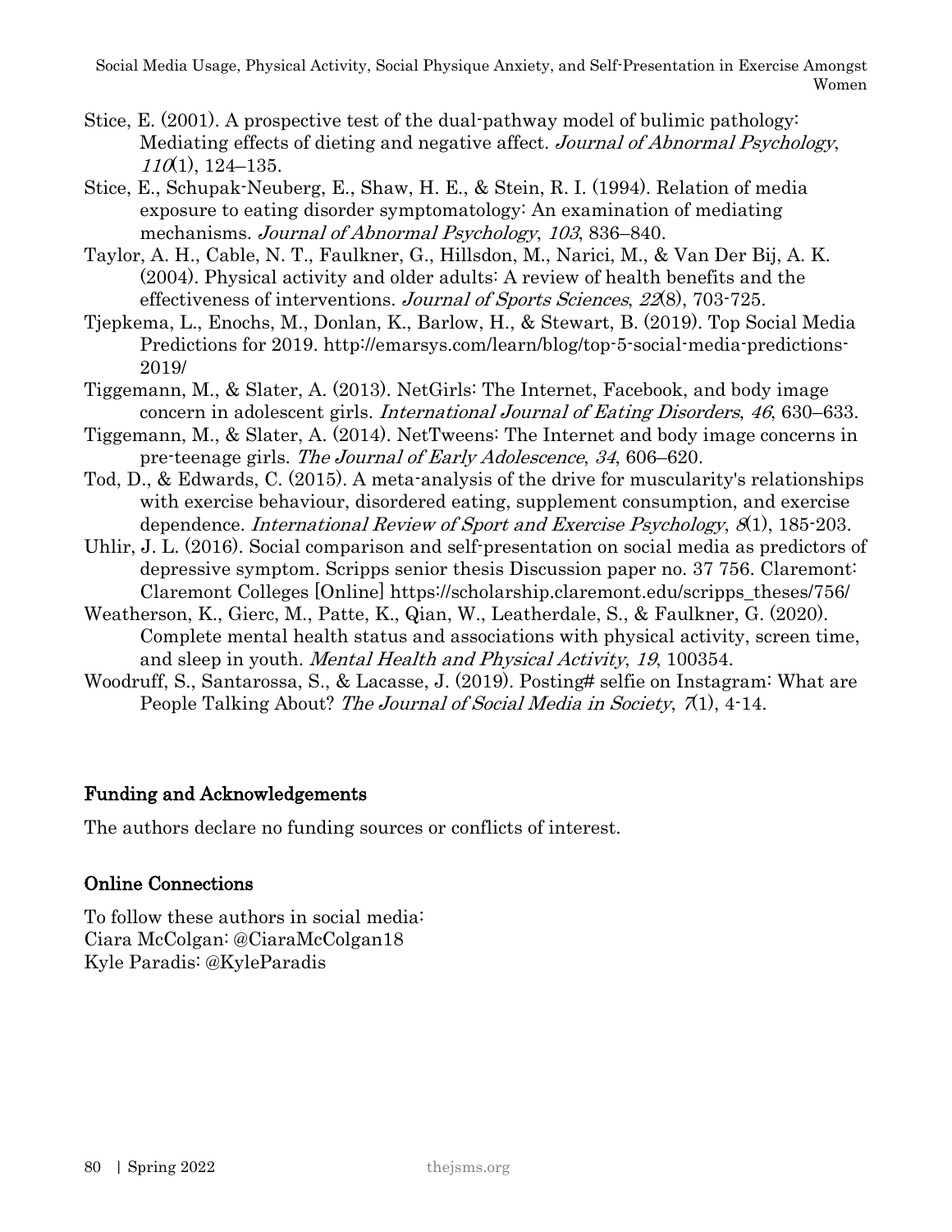Stice, E. (2001). A prospective test of the dual-pathway model of bulimic pathology: Mediating effects of dieting and negative affect. *Journal of Abnormal Psychology*, *110*(1), 124–135.

Stice, E., Schupak-Neuberg, E., Shaw, H. E., & Stein, R. I. (1994). Relation of media exposure to eating disorder symptomatology: An examination of mediating mechanisms. *Journal of Abnormal Psychology*, *103*, 836–840.

Taylor, A. H., Cable, N. T., Faulkner, G., Hillsdon, M., Narici, M., & Van Der Bij, A. K. (2004). Physical activity and older adults: A review of health benefits and the effectiveness of interventions. *Journal of Sports Sciences*, *22*(8), 703-725.

Tjepkema, L., Enochs, M., Donlan, K., Barlow, H., & Stewart, B. (2019). Top Social Media Predictions for 2019. http://emarsys.com/learn/blog/top-5-social-media-predictions-2019/

Tiggemann, M., & Slater, A. (2013). NetGirls: The Internet, Facebook, and body image concern in adolescent girls. *International Journal of Eating Disorders*, *46*, 630–633.

Tiggemann, M., & Slater, A. (2014). NetTweens: The Internet and body image concerns in pre-teenage girls. *The Journal of Early Adolescence*, *34*, 606–620.

Tod, D., & Edwards, C. (2015). A meta-analysis of the drive for muscularity's relationships with exercise behaviour, disordered eating, supplement consumption, and exercise dependence. *International Review of Sport and Exercise Psychology*, *8*(1), 185-203.

Uhlir, J. L. (2016). Social comparison and self-presentation on social media as predictors of depressive symptom. Scripps senior thesis Discussion paper no. 37 756. Claremont: Claremont Colleges [Online] https://scholarship.claremont.edu/scripps_theses/756/

Weatherson, K., Gierc, M., Patte, K., Qian, W., Leatherdale, S., & Faulkner, G. (2020). Complete mental health status and associations with physical activity, screen time, and sleep in youth. *Mental Health and Physical Activity*, *19*, 100354.

Woodruff, S., Santarossa, S., & Lacasse, J. (2019). Posting# selfie on Instagram: What are People Talking About? *The Journal of Social Media in Society*, *7*(1), 4-14.

## Funding and Acknowledgements

The authors declare no funding sources or conflicts of interest.

## Online Connections

To follow these authors in social media:
Ciara McColgan: @CiaraMcColgan18
Kyle Paradis: @KyleParadis